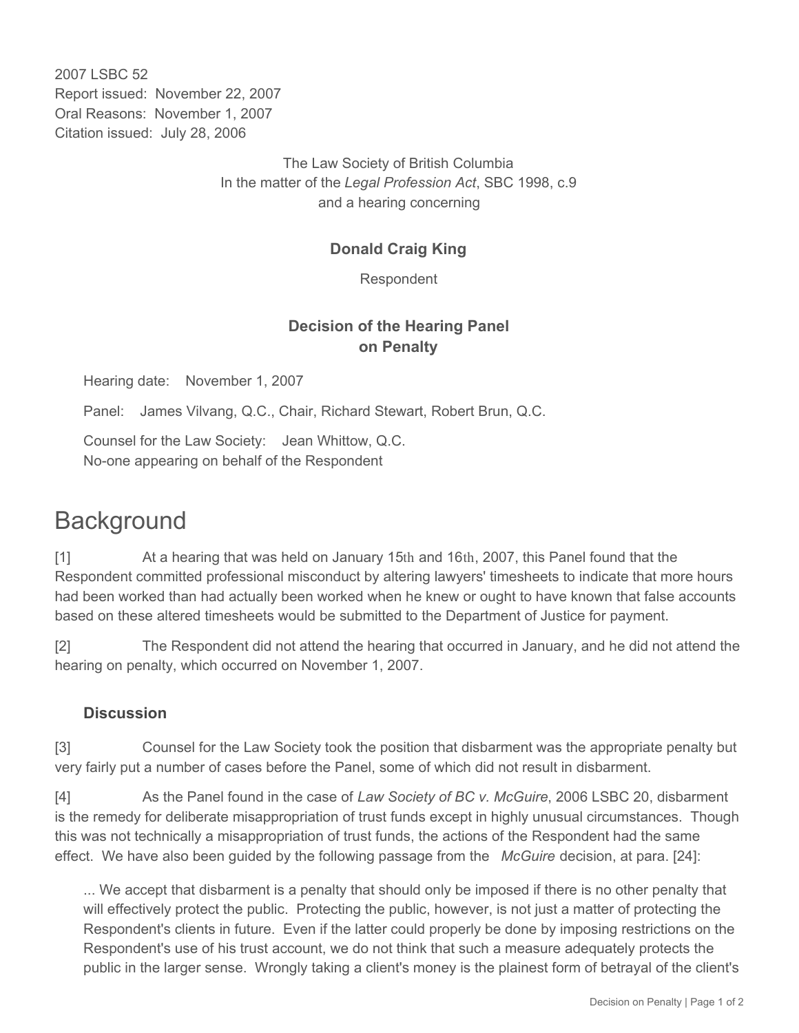2007 LSBC 52
Report issued: November 22, 2007
Oral Reasons: November 1, 2007
Citation issued: July 28, 2006

The Law Society of British Columbia
In the matter of the *Legal Profession Act*, SBC 1998, c.9
and a hearing concerning

**Donald Craig King**

Respondent

**Decision of the Hearing Panel on Penalty**

Hearing date: November 1, 2007

Panel: James Vilvang, Q.C., Chair, Richard Stewart, Robert Brun, Q.C.

Counsel for the Law Society: Jean Whittow, Q.C.
No-one appearing on behalf of the Respondent

# Background

[1] At a hearing that was held on January 15th and 16th, 2007, this Panel found that the Respondent committed professional misconduct by altering lawyers' timesheets to indicate that more hours had been worked than had actually been worked when he knew or ought to have known that false accounts based on these altered timesheets would be submitted to the Department of Justice for payment.

[2] The Respondent did not attend the hearing that occurred in January, and he did not attend the hearing on penalty, which occurred on November 1, 2007.

## Discussion

[3] Counsel for the Law Society took the position that disbarment was the appropriate penalty but very fairly put a number of cases before the Panel, some of which did not result in disbarment.

[4] As the Panel found in the case of *Law Society of BC v. McGuire*, 2006 LSBC 20, disbarment is the remedy for deliberate misappropriation of trust funds except in highly unusual circumstances. Though this was not technically a misappropriation of trust funds, the actions of the Respondent had the same effect. We have also been guided by the following passage from the *McGuire* decision, at para. [24]:

> ... We accept that disbarment is a penalty that should only be imposed if there is no other penalty that will effectively protect the public. Protecting the public, however, is not just a matter of protecting the Respondent's clients in future. Even if the latter could properly be done by imposing restrictions on the Respondent's use of his trust account, we do not think that such a measure adequately protects the public in the larger sense. Wrongly taking a client's money is the plainest form of betrayal of the client's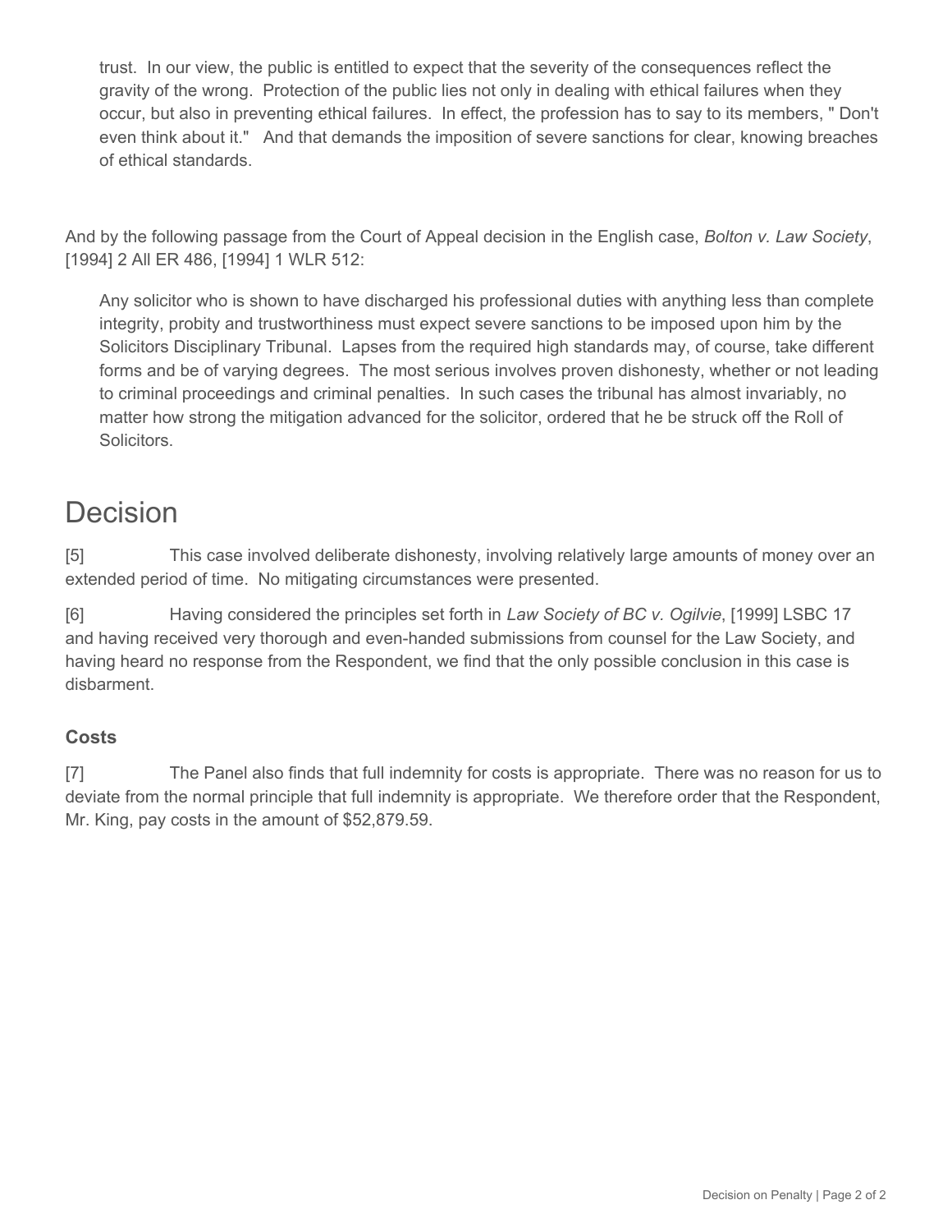> trust. In our view, the public is entitled to expect that the severity of the consequences reflect the gravity of the wrong. Protection of the public lies not only in dealing with ethical failures when they occur, but also in preventing ethical failures. In effect, the profession has to say to its members, " Don't even think about it." And that demands the imposition of severe sanctions for clear, knowing breaches of ethical standards.

And by the following passage from the Court of Appeal decision in the English case, *Bolton v. Law Society*, [1994] 2 All ER 486, [1994] 1 WLR 512:

> Any solicitor who is shown to have discharged his professional duties with anything less than complete integrity, probity and trustworthiness must expect severe sanctions to be imposed upon him by the Solicitors Disciplinary Tribunal. Lapses from the required high standards may, of course, take different forms and be of varying degrees. The most serious involves proven dishonesty, whether or not leading to criminal proceedings and criminal penalties. In such cases the tribunal has almost invariably, no matter how strong the mitigation advanced for the solicitor, ordered that he be struck off the Roll of Solicitors.

# Decision

[5] This case involved deliberate dishonesty, involving relatively large amounts of money over an extended period of time. No mitigating circumstances were presented.

[6] Having considered the principles set forth in *Law Society of BC v. Ogilvie*, [1999] LSBC 17 and having received very thorough and even-handed submissions from counsel for the Law Society, and having heard no response from the Respondent, we find that the only possible conclusion in this case is disbarment.

### Costs

[7] The Panel also finds that full indemnity for costs is appropriate. There was no reason for us to deviate from the normal principle that full indemnity is appropriate. We therefore order that the Respondent, Mr. King, pay costs in the amount of $52,879.59.